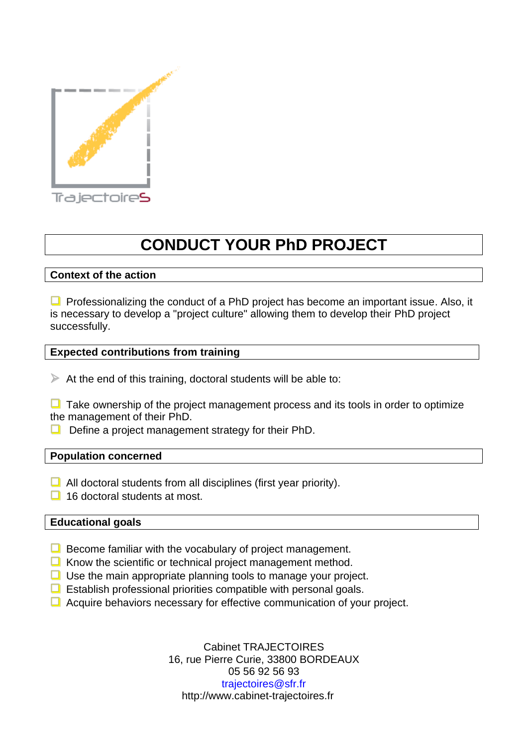Trajectoires

# CONDUCT YOUR PhD PROJECT

## Context of the action

- Professionalizing the conduct of a PhD project has become an important issue. Also, it is necessary to develop a "project culture" allowing them to develop their PhD project successfully.

## Expected contributions from training

- At the end of this training, doctoral students will be able to:

- Take ownership of the project management process and its tools in order to optimize the management of their PhD.
- Define a project management strategy for their PhD.

## Population concerned

- All doctoral students from all disciplines (first year priority).
- 16 doctoral students at most.

## Educational goals

- Become familiar with the vocabulary of project management.
- Know the scientific or technical project management method.
- Use the main appropriate planning tools to manage your project.
- Establish professional priorities compatible with personal goals.
- Acquire behaviors necessary for effective communication of your project.

Cabinet TRAJECTOIRES
16, rue Pierre Curie, 33800 BORDEAUX
05 56 92 56 93
trajectoires@sfr.fr
http://www.cabinet-trajectoires.fr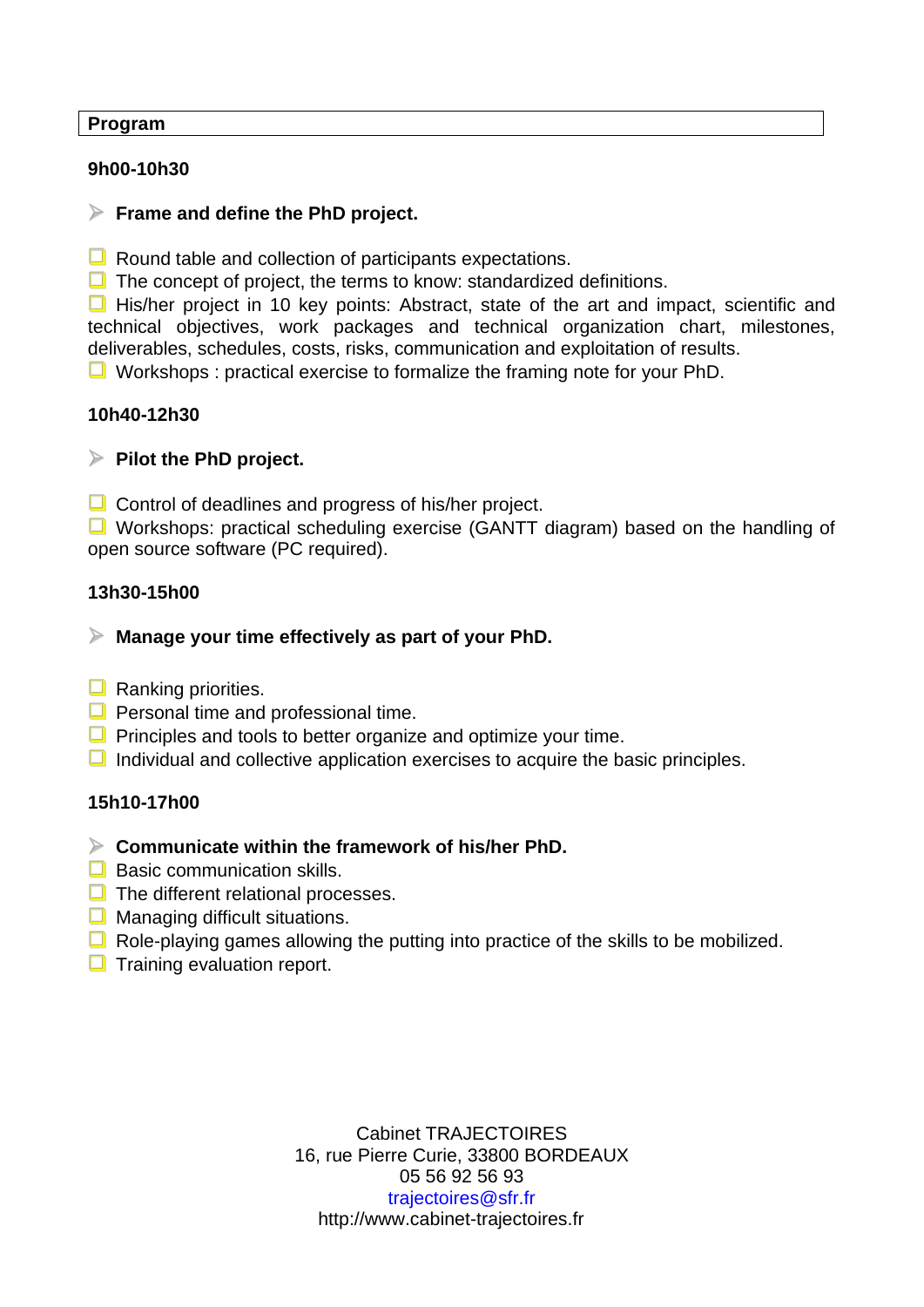## Program

**9h00-10h30**

- **Frame and define the PhD project.**

- Round table and collection of participants expectations.
- The concept of project, the terms to know: standardized definitions.
- His/her project in 10 key points: Abstract, state of the art and impact, scientific and technical objectives, work packages and technical organization chart, milestones, deliverables, schedules, costs, risks, communication and exploitation of results.
- Workshops : practical exercise to formalize the framing note for your PhD.

**10h40-12h30**

- **Pilot the PhD project.**

- Control of deadlines and progress of his/her project.
- Workshops: practical scheduling exercise (GANTT diagram) based on the handling of open source software (PC required).

**13h30-15h00**

- **Manage your time effectively as part of your PhD.**

- Ranking priorities.
- Personal time and professional time.
- Principles and tools to better organize and optimize your time.
- Individual and collective application exercises to acquire the basic principles.

**15h10-17h00**

- **Communicate within the framework of his/her PhD.**
- Basic communication skills.
- The different relational processes.
- Managing difficult situations.
- Role-playing games allowing the putting into practice of the skills to be mobilized.
- Training evaluation report.

Cabinet TRAJECTOIRES
16, rue Pierre Curie, 33800 BORDEAUX
05 56 92 56 93
trajectoires@sfr.fr
http://www.cabinet-trajectoires.fr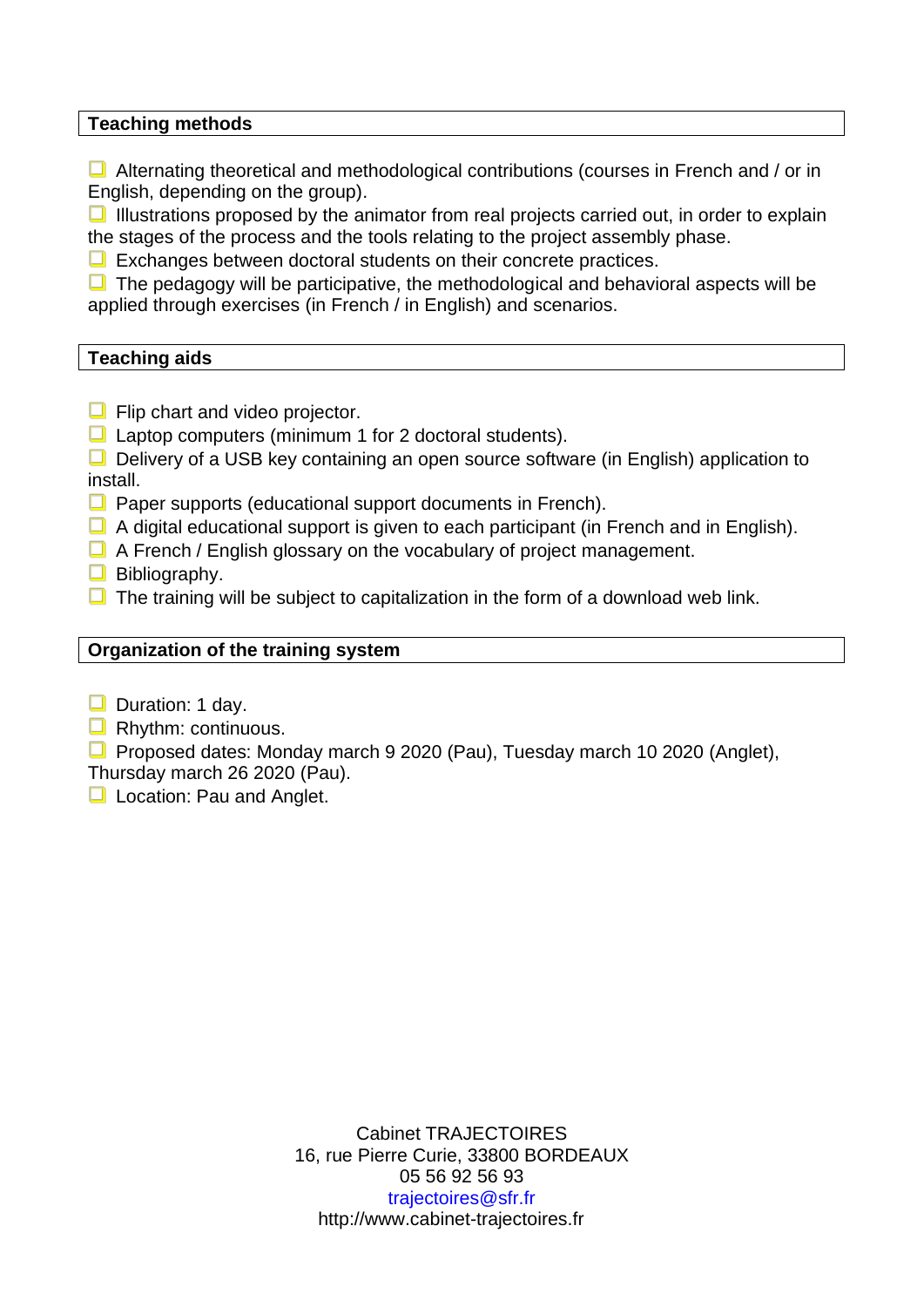## Teaching methods

- Alternating theoretical and methodological contributions (courses in French and / or in English, depending on the group).
- Illustrations proposed by the animator from real projects carried out, in order to explain the stages of the process and the tools relating to the project assembly phase.
- Exchanges between doctoral students on their concrete practices.
- The pedagogy will be participative, the methodological and behavioral aspects will be applied through exercises (in French / in English) and scenarios.

## Teaching aids

- Flip chart and video projector.
- Laptop computers (minimum 1 for 2 doctoral students).
- Delivery of a USB key containing an open source software (in English) application to install.
- Paper supports (educational support documents in French).
- A digital educational support is given to each participant (in French and in English).
- A French / English glossary on the vocabulary of project management.
- Bibliography.
- The training will be subject to capitalization in the form of a download web link.

## Organization of the training system

- Duration: 1 day.
- Rhythm: continuous.
- Proposed dates: Monday march 9 2020 (Pau), Tuesday march 10 2020 (Anglet), Thursday march 26 2020 (Pau).
- Location: Pau and Anglet.

Cabinet TRAJECTOIRES
16, rue Pierre Curie, 33800 BORDEAUX
05 56 92 56 93
trajectoires@sfr.fr
http://www.cabinet-trajectoires.fr